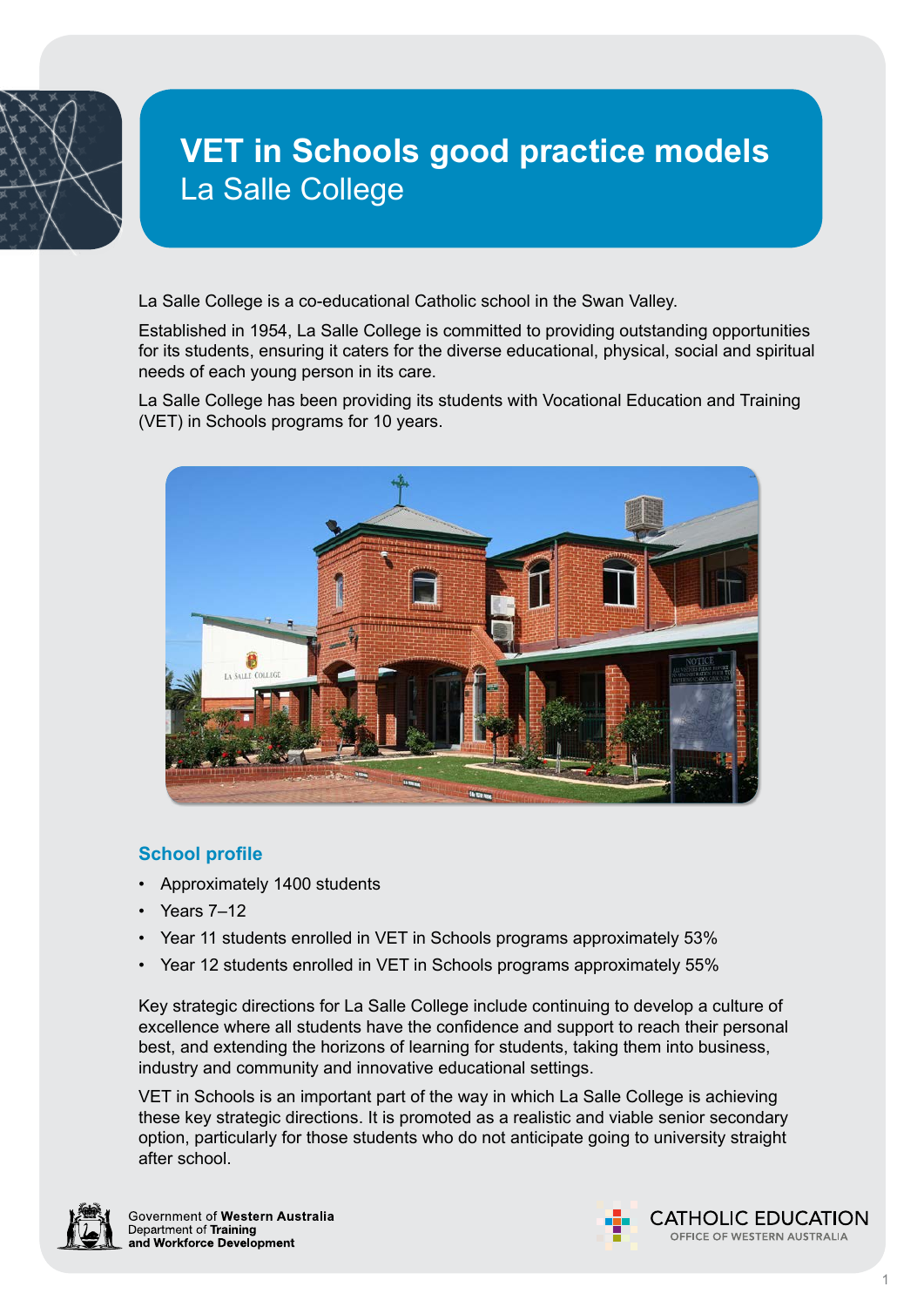# VET in Schools good practice models

## La Salle College

La Salle College is a co-educational Catholic school in the Swan Valley.

Established in 1954, La Salle College is committed to providing outstanding opportunities for its students, ensuring it caters for the diverse educational, physical, social and spiritual needs of each young person in its care.

La Salle College has been providing its students with Vocational Education and Training (VET) in Schools programs for 10 years.

### School profile

- Approximately 1400 students
- Years 7–12
- Year 11 students enrolled in VET in Schools programs approximately 53%
- Year 12 students enrolled in VET in Schools programs approximately 55%

Key strategic directions for La Salle College include continuing to develop a culture of excellence where all students have the confidence and support to reach their personal best, and extending the horizons of learning for students, taking them into business, industry and community and innovative educational settings.

VET in Schools is an important part of the way in which La Salle College is achieving these key strategic directions. It is promoted as a realistic and viable senior secondary option, particularly for those students who do not anticipate going to university straight after school.

Government of **Western Australia**
Department of **Training and Workforce Development**

CATHOLIC EDUCATION
OFFICE OF WESTERN AUSTRALIA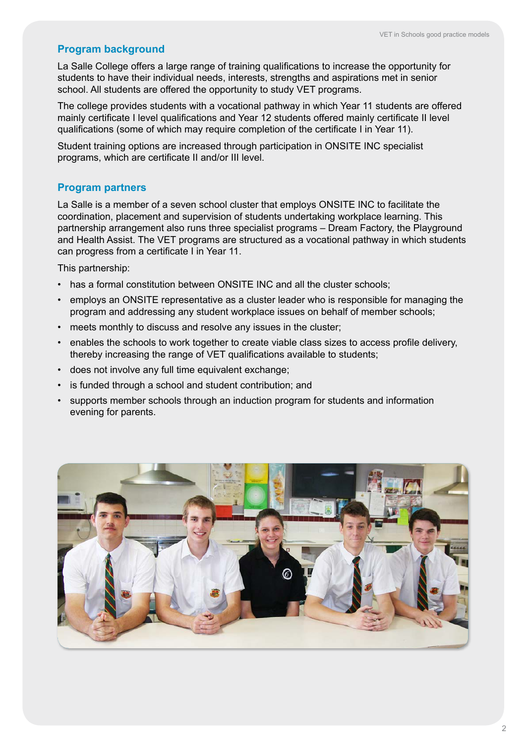## Program background

La Salle College offers a large range of training qualifications to increase the opportunity for students to have their individual needs, interests, strengths and aspirations met in senior school. All students are offered the opportunity to study VET programs.

The college provides students with a vocational pathway in which Year 11 students are offered mainly certificate I level qualifications and Year 12 students offered mainly certificate II level qualifications (some of which may require completion of the certificate I in Year 11).

Student training options are increased through participation in ONSITE INC specialist programs, which are certificate II and/or III level.

## Program partners

La Salle is a member of a seven school cluster that employs ONSITE INC to facilitate the coordination, placement and supervision of students undertaking workplace learning. This partnership arrangement also runs three specialist programs – Dream Factory, the Playground and Health Assist. The VET programs are structured as a vocational pathway in which students can progress from a certificate I in Year 11.

This partnership:

- has a formal constitution between ONSITE INC and all the cluster schools;
- employs an ONSITE representative as a cluster leader who is responsible for managing the program and addressing any student workplace issues on behalf of member schools;
- meets monthly to discuss and resolve any issues in the cluster;
- enables the schools to work together to create viable class sizes to access profile delivery, thereby increasing the range of VET qualifications available to students;
- does not involve any full time equivalent exchange;
- is funded through a school and student contribution; and
- supports member schools through an induction program for students and information evening for parents.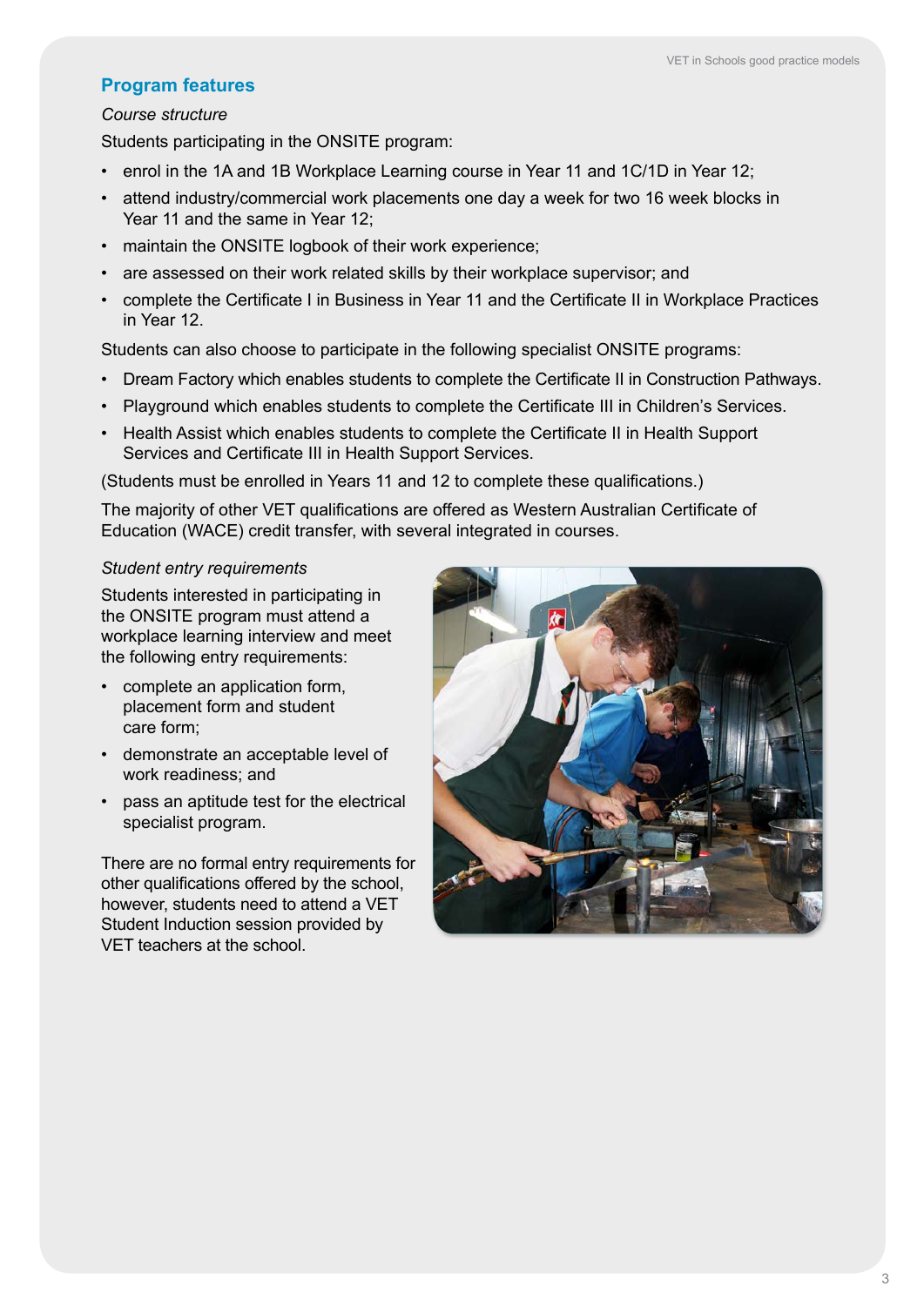## Program features

*Course structure*

Students participating in the ONSITE program:

- enrol in the 1A and 1B Workplace Learning course in Year 11 and 1C/1D in Year 12;
- attend industry/commercial work placements one day a week for two 16 week blocks in Year 11 and the same in Year 12;
- maintain the ONSITE logbook of their work experience;
- are assessed on their work related skills by their workplace supervisor; and
- complete the Certificate I in Business in Year 11 and the Certificate II in Workplace Practices in Year 12.

Students can also choose to participate in the following specialist ONSITE programs:

- Dream Factory which enables students to complete the Certificate II in Construction Pathways.
- Playground which enables students to complete the Certificate III in Children's Services.
- Health Assist which enables students to complete the Certificate II in Health Support Services and Certificate III in Health Support Services.

(Students must be enrolled in Years 11 and 12 to complete these qualifications.)

The majority of other VET qualifications are offered as Western Australian Certificate of Education (WACE) credit transfer, with several integrated in courses.

*Student entry requirements*

Students interested in participating in the ONSITE program must attend a workplace learning interview and meet the following entry requirements:

- complete an application form, placement form and student care form;
- demonstrate an acceptable level of work readiness; and
- pass an aptitude test for the electrical specialist program.

There are no formal entry requirements for other qualifications offered by the school, however, students need to attend a VET Student Induction session provided by VET teachers at the school.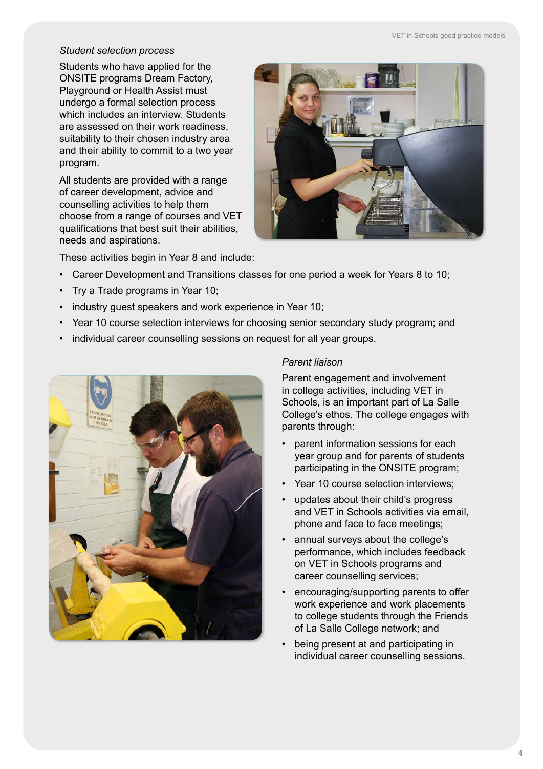*Student selection process*

Students who have applied for the ONSITE programs Dream Factory, Playground or Health Assist must undergo a formal selection process which includes an interview. Students are assessed on their work readiness, suitability to their chosen industry area and their ability to commit to a two year program.

All students are provided with a range of career development, advice and counselling activities to help them choose from a range of courses and VET qualifications that best suit their abilities, needs and aspirations.

These activities begin in Year 8 and include:

- Career Development and Transitions classes for one period a week for Years 8 to 10;
- Try a Trade programs in Year 10;
- industry guest speakers and work experience in Year 10;
- Year 10 course selection interviews for choosing senior secondary study program; and
- individual career counselling sessions on request for all year groups.

*Parent liaison*

Parent engagement and involvement in college activities, including VET in Schools, is an important part of La Salle College's ethos. The college engages with parents through:

- parent information sessions for each year group and for parents of students participating in the ONSITE program;
- Year 10 course selection interviews;
- updates about their child's progress and VET in Schools activities via email, phone and face to face meetings;
- annual surveys about the college's performance, which includes feedback on VET in Schools programs and career counselling services;
- encouraging/supporting parents to offer work experience and work placements to college students through the Friends of La Salle College network; and
- being present at and participating in individual career counselling sessions.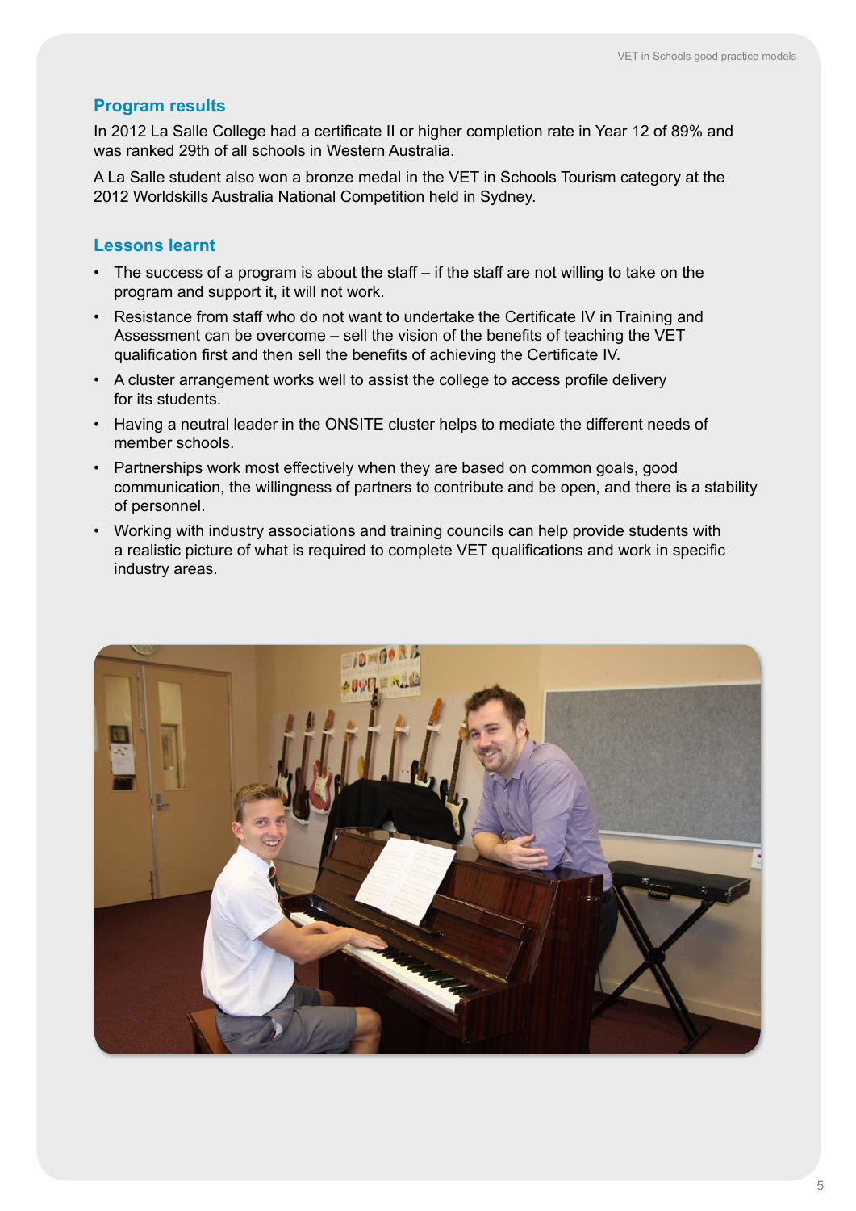## Program results

In 2012 La Salle College had a certificate II or higher completion rate in Year 12 of 89% and was ranked 29th of all schools in Western Australia.

A La Salle student also won a bronze medal in the VET in Schools Tourism category at the 2012 Worldskills Australia National Competition held in Sydney.

## Lessons learnt

- The success of a program is about the staff – if the staff are not willing to take on the program and support it, it will not work.
- Resistance from staff who do not want to undertake the Certificate IV in Training and Assessment can be overcome – sell the vision of the benefits of teaching the VET qualification first and then sell the benefits of achieving the Certificate IV.
- A cluster arrangement works well to assist the college to access profile delivery for its students.
- Having a neutral leader in the ONSITE cluster helps to mediate the different needs of member schools.
- Partnerships work most effectively when they are based on common goals, good communication, the willingness of partners to contribute and be open, and there is a stability of personnel.
- Working with industry associations and training councils can help provide students with a realistic picture of what is required to complete VET qualifications and work in specific industry areas.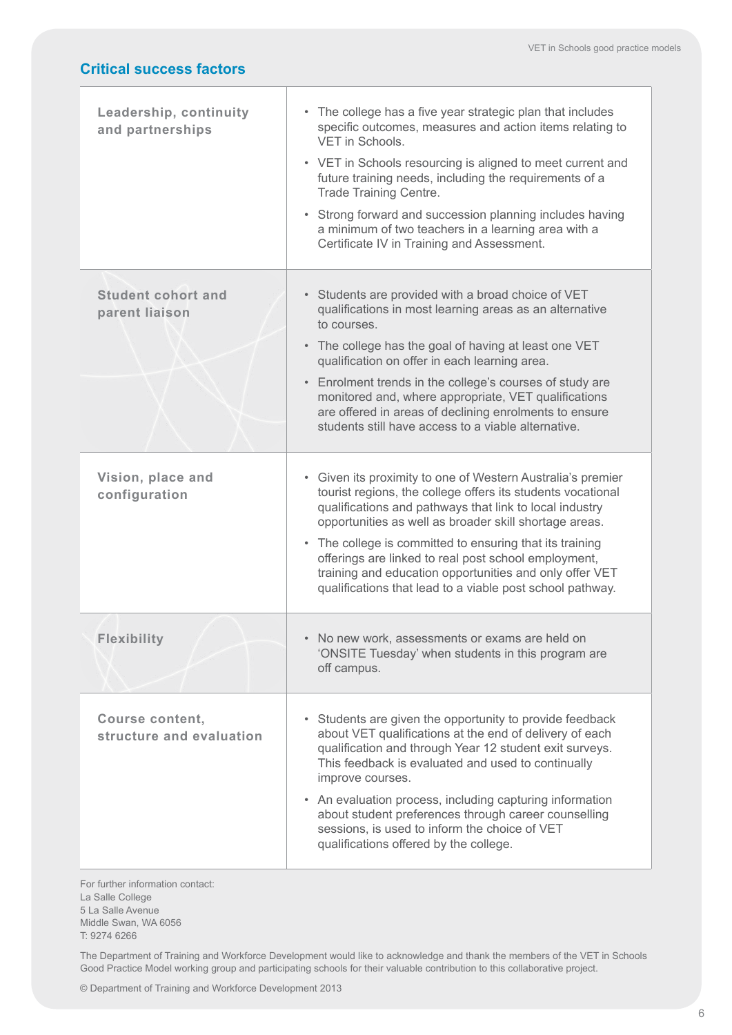## Critical success factors

| | |
|---|---|
| **Leadership, continuity and partnerships** | • The college has a five year strategic plan that includes specific outcomes, measures and action items relating to VET in Schools.<br>• VET in Schools resourcing is aligned to meet current and future training needs, including the requirements of a Trade Training Centre.<br>• Strong forward and succession planning includes having a minimum of two teachers in a learning area with a Certificate IV in Training and Assessment. |
| **Student cohort and parent liaison** | • Students are provided with a broad choice of VET qualifications in most learning areas as an alternative to courses.<br>• The college has the goal of having at least one VET qualification on offer in each learning area.<br>• Enrolment trends in the college's courses of study are monitored and, where appropriate, VET qualifications are offered in areas of declining enrolments to ensure students still have access to a viable alternative. |
| **Vision, place and configuration** | • Given its proximity to one of Western Australia's premier tourist regions, the college offers its students vocational qualifications and pathways that link to local industry opportunities as well as broader skill shortage areas.<br>• The college is committed to ensuring that its training offerings are linked to real post school employment, training and education opportunities and only offer VET qualifications that lead to a viable post school pathway. |
| **Flexibility** | • No new work, assessments or exams are held on 'ONSITE Tuesday' when students in this program are off campus. |
| **Course content, structure and evaluation** | • Students are given the opportunity to provide feedback about VET qualifications at the end of delivery of each qualification and through Year 12 student exit surveys. This feedback is evaluated and used to continually improve courses.<br>• An evaluation process, including capturing information about student preferences through career counselling sessions, is used to inform the choice of VET qualifications offered by the college. |

For further information contact:
La Salle College
5 La Salle Avenue
Middle Swan, WA 6056
T: 9274 6266

The Department of Training and Workforce Development would like to acknowledge and thank the members of the VET in Schools Good Practice Model working group and participating schools for their valuable contribution to this collaborative project.

© Department of Training and Workforce Development 2013